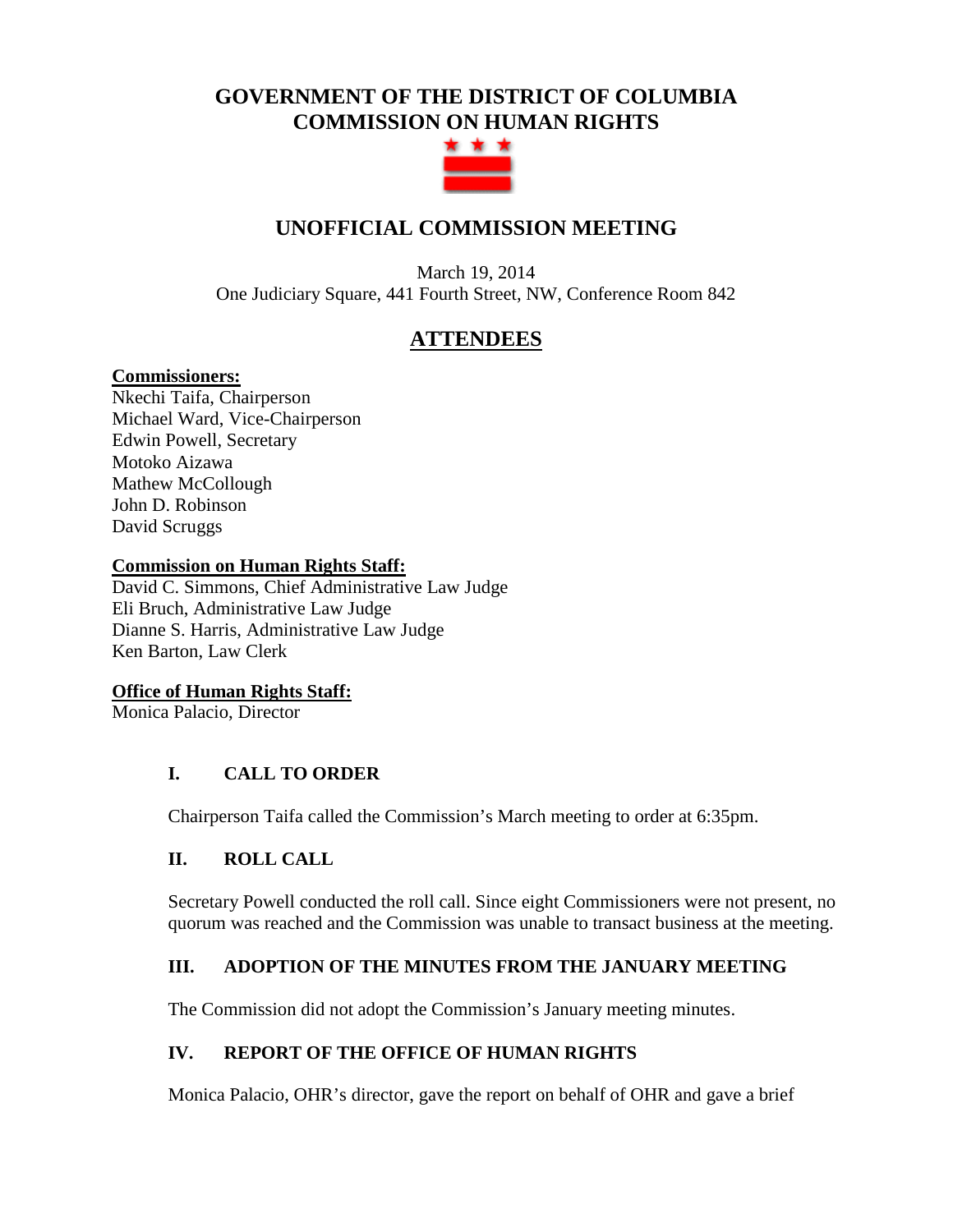# GOVERNMENT OF THE DISTRICT OF COLUMBIA
# COMMISSION ON HUMAN RIGHTS

## UNOFFICIAL COMMISSION MEETING

March 19, 2014
One Judiciary Square, 441 Fourth Street, NW, Conference Room 842

## ATTENDEES

**Commissioners:**
Nkechi Taifa, Chairperson
Michael Ward, Vice-Chairperson
Edwin Powell, Secretary
Motoko Aizawa
Mathew McCollough
John D. Robinson
David Scruggs

**Commission on Human Rights Staff:**
David C. Simmons, Chief Administrative Law Judge
Eli Bruch, Administrative Law Judge
Dianne S. Harris, Administrative Law Judge
Ken Barton, Law Clerk

**Office of Human Rights Staff:**
Monica Palacio, Director

### I. CALL TO ORDER

Chairperson Taifa called the Commission's March meeting to order at 6:35pm.

### II. ROLL CALL

Secretary Powell conducted the roll call. Since eight Commissioners were not present, no quorum was reached and the Commission was unable to transact business at the meeting.

### III. ADOPTION OF THE MINUTES FROM THE JANUARY MEETING

The Commission did not adopt the Commission's January meeting minutes.

### IV. REPORT OF THE OFFICE OF HUMAN RIGHTS

Monica Palacio, OHR's director, gave the report on behalf of OHR and gave a brief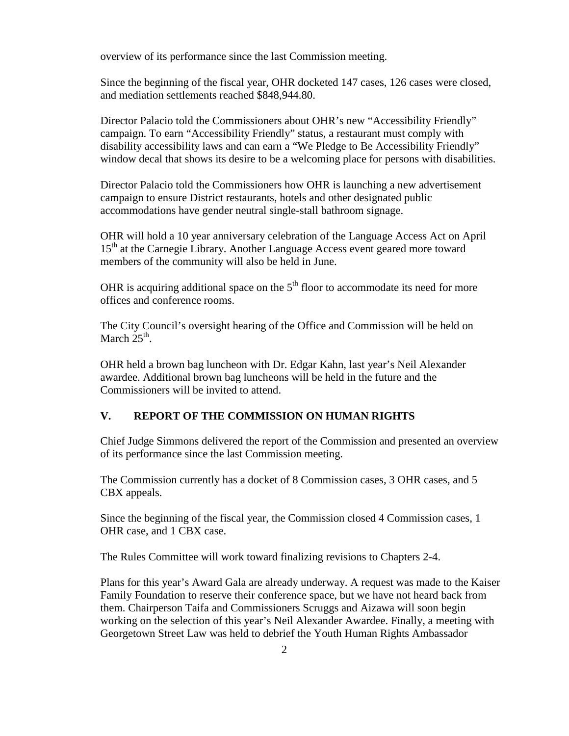overview of its performance since the last Commission meeting.

Since the beginning of the fiscal year, OHR docketed 147 cases, 126 cases were closed, and mediation settlements reached $848,944.80.

Director Palacio told the Commissioners about OHR's new "Accessibility Friendly" campaign. To earn "Accessibility Friendly" status, a restaurant must comply with disability accessibility laws and can earn a "We Pledge to Be Accessibility Friendly" window decal that shows its desire to be a welcoming place for persons with disabilities.

Director Palacio told the Commissioners how OHR is launching a new advertisement campaign to ensure District restaurants, hotels and other designated public accommodations have gender neutral single-stall bathroom signage.

OHR will hold a 10 year anniversary celebration of the Language Access Act on April 15th at the Carnegie Library. Another Language Access event geared more toward members of the community will also be held in June.

OHR is acquiring additional space on the 5th floor to accommodate its need for more offices and conference rooms.

The City Council's oversight hearing of the Office and Commission will be held on March 25th.

OHR held a brown bag luncheon with Dr. Edgar Kahn, last year's Neil Alexander awardee. Additional brown bag luncheons will be held in the future and the Commissioners will be invited to attend.

## V. REPORT OF THE COMMISSION ON HUMAN RIGHTS

Chief Judge Simmons delivered the report of the Commission and presented an overview of its performance since the last Commission meeting.

The Commission currently has a docket of 8 Commission cases, 3 OHR cases, and 5 CBX appeals.

Since the beginning of the fiscal year, the Commission closed 4 Commission cases, 1 OHR case, and 1 CBX case.

The Rules Committee will work toward finalizing revisions to Chapters 2-4.

Plans for this year's Award Gala are already underway. A request was made to the Kaiser Family Foundation to reserve their conference space, but we have not heard back from them. Chairperson Taifa and Commissioners Scruggs and Aizawa will soon begin working on the selection of this year's Neil Alexander Awardee. Finally, a meeting with Georgetown Street Law was held to debrief the Youth Human Rights Ambassador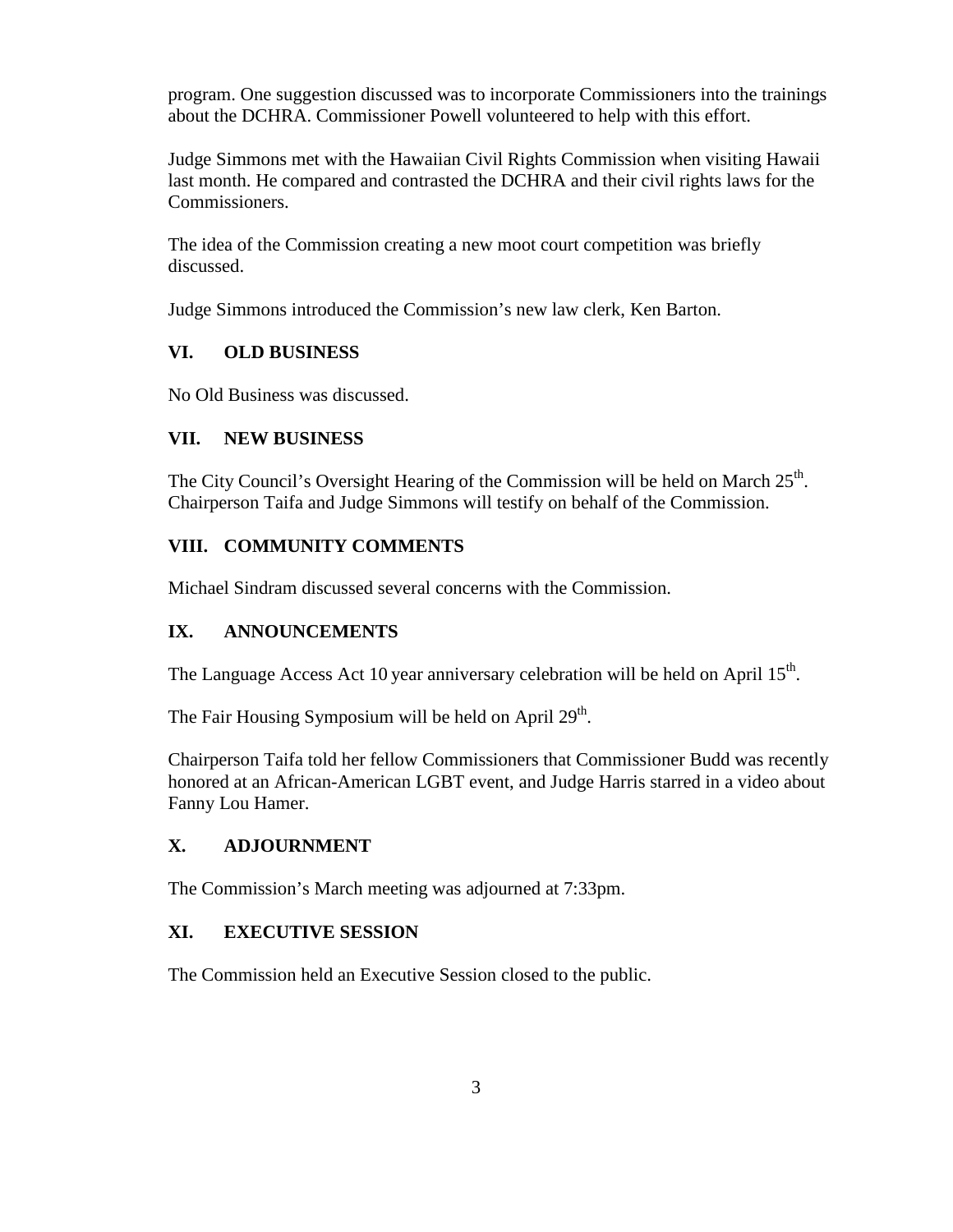program. One suggestion discussed was to incorporate Commissioners into the trainings about the DCHRA. Commissioner Powell volunteered to help with this effort.

Judge Simmons met with the Hawaiian Civil Rights Commission when visiting Hawaii last month. He compared and contrasted the DCHRA and their civil rights laws for the Commissioners.

The idea of the Commission creating a new moot court competition was briefly discussed.

Judge Simmons introduced the Commission's new law clerk, Ken Barton.

## VI. OLD BUSINESS

No Old Business was discussed.

## VII. NEW BUSINESS

The City Council's Oversight Hearing of the Commission will be held on March 25th. Chairperson Taifa and Judge Simmons will testify on behalf of the Commission.

## VIII. COMMUNITY COMMENTS

Michael Sindram discussed several concerns with the Commission.

## IX. ANNOUNCEMENTS

The Language Access Act 10 year anniversary celebration will be held on April 15th.

The Fair Housing Symposium will be held on April 29th.

Chairperson Taifa told her fellow Commissioners that Commissioner Budd was recently honored at an African-American LGBT event, and Judge Harris starred in a video about Fanny Lou Hamer.

## X. ADJOURNMENT

The Commission's March meeting was adjourned at 7:33pm.

## XI. EXECUTIVE SESSION

The Commission held an Executive Session closed to the public.